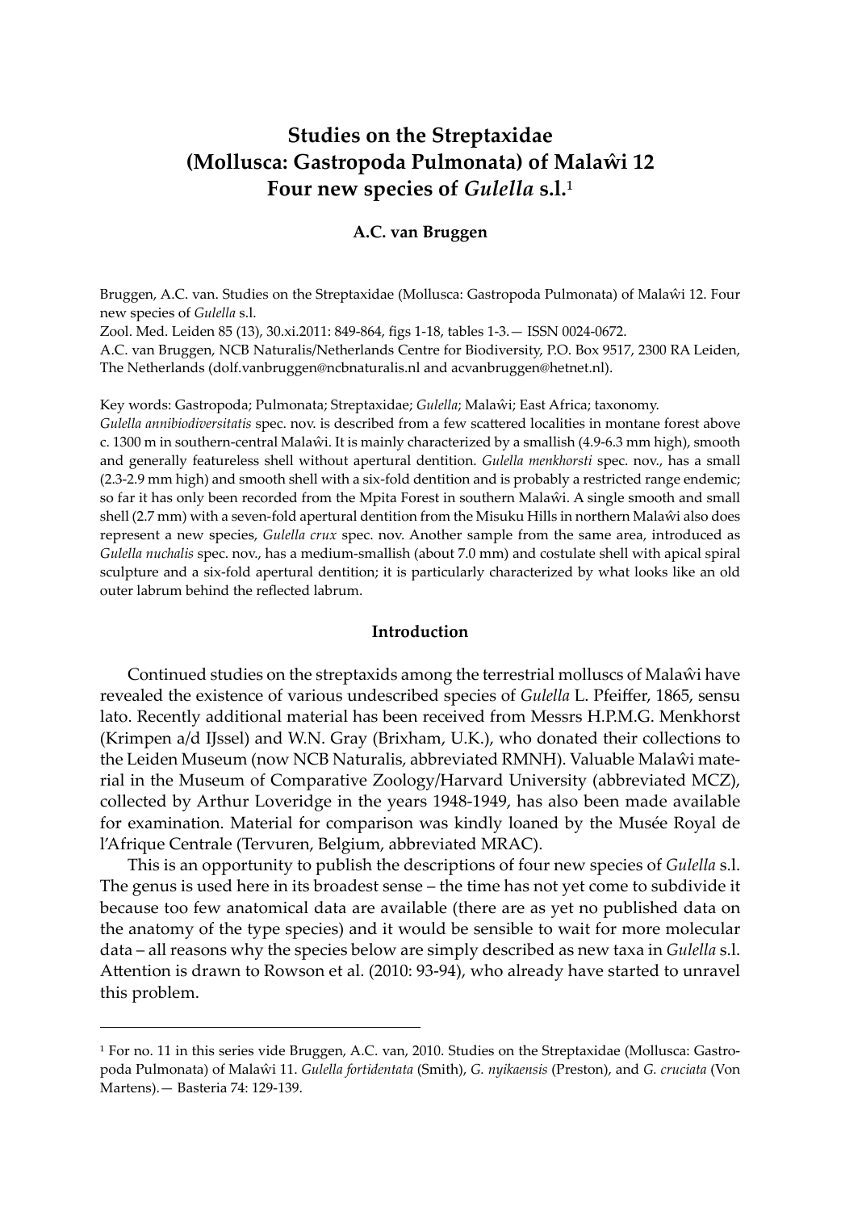# Studies on the Streptaxidae (Mollusca: Gastropoda Pulmonata) of Malaŵi 12 Four new species of *Gulella* s.l.[1]

**A.C. van Bruggen**

Bruggen, A.C. van. Studies on the Streptaxidae (Mollusca: Gastropoda Pulmonata) of Malaŵi 12. Four new species of *Gulella* s.l.

Zool. Med. Leiden 85 (13), 30.xi.2011: 849-864, figs 1-18, tables 1-3.— ISSN 0024-0672.

A.C. van Bruggen, NCB Naturalis/Netherlands Centre for Biodiversity, P.O. Box 9517, 2300 RA Leiden, The Netherlands (dolf.vanbruggen@ncbnaturalis.nl and acvanbruggen@hetnet.nl).

Key words: Gastropoda; Pulmonata; Streptaxidae; *Gulella*; Malaŵi; East Africa; taxonomy.

*Gulella annibiodiversitatis* spec. nov. is described from a few scattered localities in montane forest above c. 1300 m in southern-central Malaŵi. It is mainly characterized by a smallish (4.9-6.3 mm high), smooth and generally featureless shell without apertural dentition. *Gulella menkhorsti* spec. nov., has a small (2.3-2.9 mm high) and smooth shell with a six-fold dentition and is probably a restricted range endemic; so far it has only been recorded from the Mpita Forest in southern Malaŵi. A single smooth and small shell (2.7 mm) with a seven-fold apertural dentition from the Misuku Hills in northern Malaŵi also does represent a new species, *Gulella crux* spec. nov. Another sample from the same area, introduced as *Gulella nuchalis* spec. nov., has a medium-smallish (about 7.0 mm) and costulate shell with apical spiral sculpture and a six-fold apertural dentition; it is particularly characterized by what looks like an old outer labrum behind the reflected labrum.

## Introduction

Continued studies on the streptaxids among the terrestrial molluscs of Malaŵi have revealed the existence of various undescribed species of *Gulella* L. Pfeiffer, 1865, sensu lato. Recently additional material has been received from Messrs H.P.M.G. Menkhorst (Krimpen a/d IJssel) and W.N. Gray (Brixham, U.K.), who donated their collections to the Leiden Museum (now NCB Naturalis, abbreviated RMNH). Valuable Malaŵi material in the Museum of Comparative Zoology/Harvard University (abbreviated MCZ), collected by Arthur Loveridge in the years 1948-1949, has also been made available for examination. Material for comparison was kindly loaned by the Musée Royal de l'Afrique Centrale (Tervuren, Belgium, abbreviated MRAC).

This is an opportunity to publish the descriptions of four new species of *Gulella* s.l. The genus is used here in its broadest sense – the time has not yet come to subdivide it because too few anatomical data are available (there are as yet no published data on the anatomy of the type species) and it would be sensible to wait for more molecular data – all reasons why the species below are simply described as new taxa in *Gulella* s.l. Attention is drawn to Rowson et al. (2010: 93-94), who already have started to unravel this problem.

---

[1] For no. 11 in this series vide Bruggen, A.C. van, 2010. Studies on the Streptaxidae (Mollusca: Gastropoda Pulmonata) of Malaŵi 11. *Gulella fortidentata* (Smith), *G. nyikaensis* (Preston), and *G. cruciata* (Von Martens).— Basteria 74: 129-139.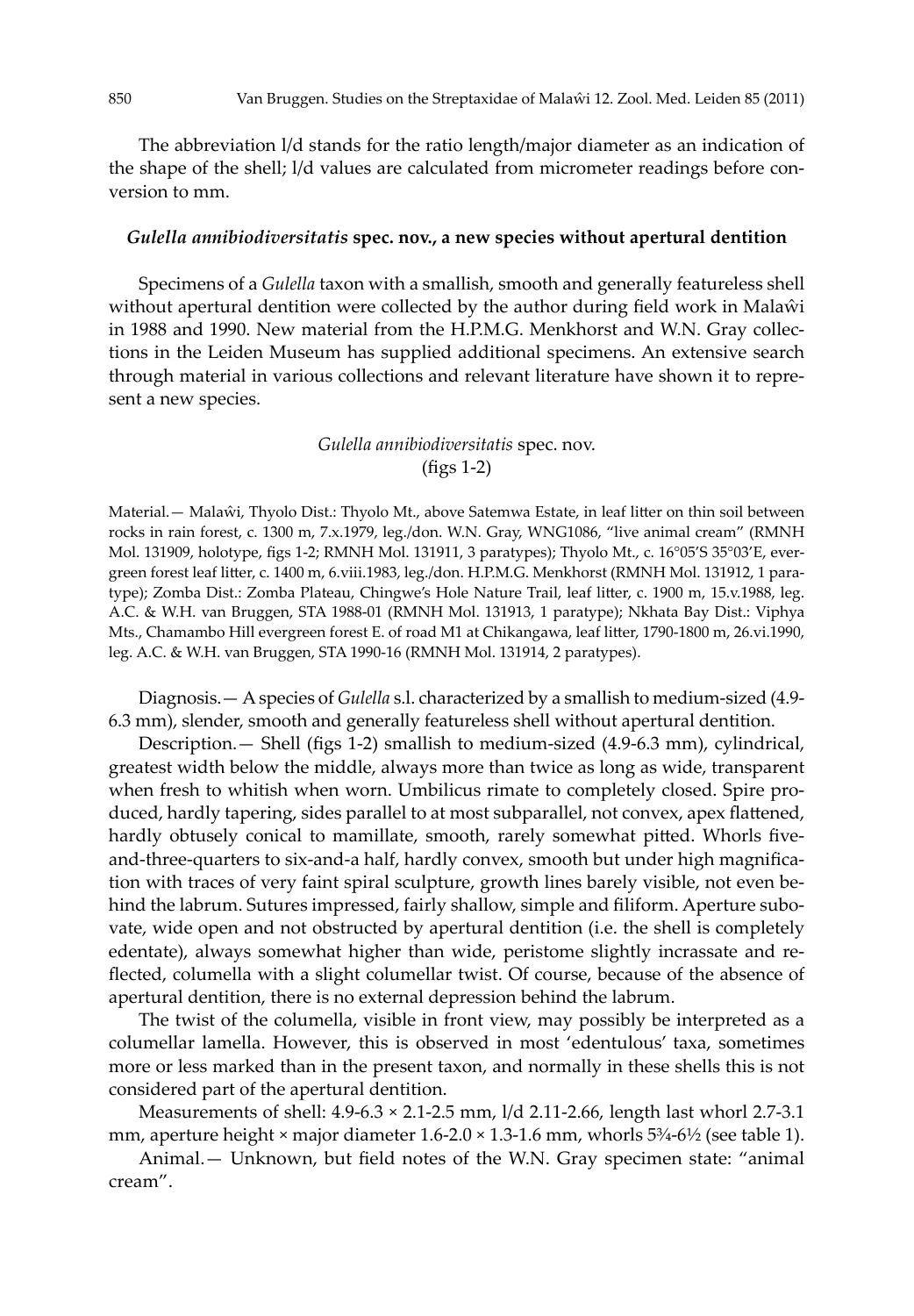The abbreviation l/d stands for the ratio length/major diameter as an indication of the shape of the shell; l/d values are calculated from micrometer readings before conversion to mm.

### *Gulella annibiodiversitatis* spec. nov., a new species without apertural dentition

Specimens of a *Gulella* taxon with a smallish, smooth and generally featureless shell without apertural dentition were collected by the author during field work in Malaŵi in 1988 and 1990. New material from the H.P.M.G. Menkhorst and W.N. Gray collections in the Leiden Museum has supplied additional specimens. An extensive search through material in various collections and relevant literature have shown it to represent a new species.

*Gulella annibiodiversitatis* spec. nov.
(figs 1-2)

Material.— Malaŵi, Thyolo Dist.: Thyolo Mt., above Satemwa Estate, in leaf litter on thin soil between rocks in rain forest, c. 1300 m, 7.x.1979, leg./don. W.N. Gray, WNG1086, "live animal cream" (RMNH Mol. 131909, holotype, figs 1-2; RMNH Mol. 131911, 3 paratypes); Thyolo Mt., c. 16°05'S 35°03'E, evergreen forest leaf litter, c. 1400 m, 6.viii.1983, leg./don. H.P.M.G. Menkhorst (RMNH Mol. 131912, 1 paratype); Zomba Dist.: Zomba Plateau, Chingwe's Hole Nature Trail, leaf litter, c. 1900 m, 15.v.1988, leg. A.C. & W.H. van Bruggen, STA 1988-01 (RMNH Mol. 131913, 1 paratype); Nkhata Bay Dist.: Viphya Mts., Chamambo Hill evergreen forest E. of road M1 at Chikangawa, leaf litter, 1790-1800 m, 26.vi.1990, leg. A.C. & W.H. van Bruggen, STA 1990-16 (RMNH Mol. 131914, 2 paratypes).

Diagnosis.— A species of *Gulella* s.l. characterized by a smallish to medium-sized (4.9-6.3 mm), slender, smooth and generally featureless shell without apertural dentition.

Description.— Shell (figs 1-2) smallish to medium-sized (4.9-6.3 mm), cylindrical, greatest width below the middle, always more than twice as long as wide, transparent when fresh to whitish when worn. Umbilicus rimate to completely closed. Spire produced, hardly tapering, sides parallel to at most subparallel, not convex, apex flattened, hardly obtusely conical to mamillate, smooth, rarely somewhat pitted. Whorls five-and-three-quarters to six-and-a half, hardly convex, smooth but under high magnification with traces of very faint spiral sculpture, growth lines barely visible, not even behind the labrum. Sutures impressed, fairly shallow, simple and filiform. Aperture subovate, wide open and not obstructed by apertural dentition (i.e. the shell is completely edentate), always somewhat higher than wide, peristome slightly incrassate and reflected, columella with a slight columellar twist. Of course, because of the absence of apertural dentition, there is no external depression behind the labrum.

The twist of the columella, visible in front view, may possibly be interpreted as a columellar lamella. However, this is observed in most 'edentulous' taxa, sometimes more or less marked than in the present taxon, and normally in these shells this is not considered part of the apertural dentition.

Measurements of shell: 4.9-6.3 × 2.1-2.5 mm, l/d 2.11-2.66, length last whorl 2.7-3.1 mm, aperture height × major diameter 1.6-2.0 × 1.3-1.6 mm, whorls 5¾-6½ (see table 1).

Animal.— Unknown, but field notes of the W.N. Gray specimen state: "animal cream".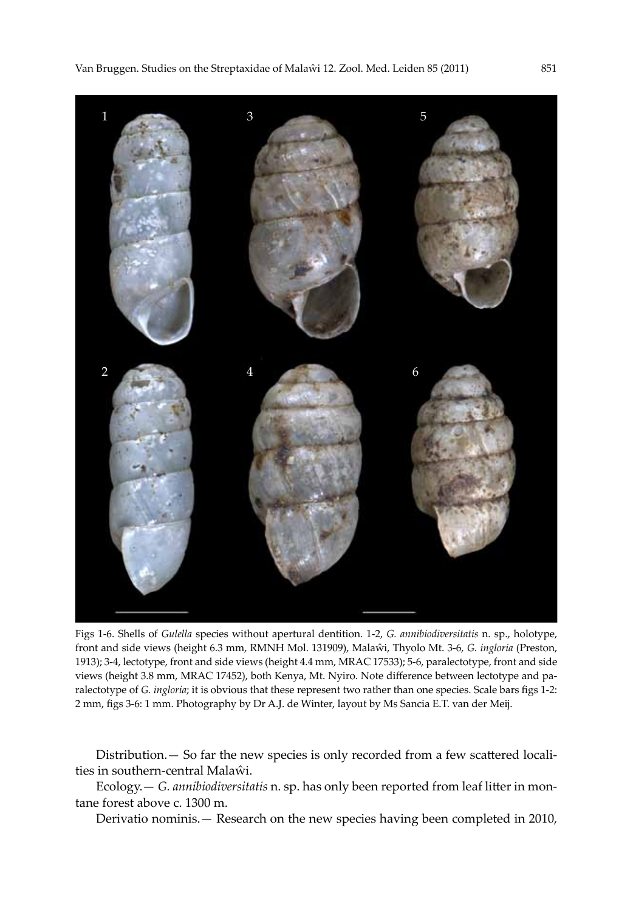Figs 1-6. Shells of *Gulella* species without apertural dentition. 1-2, *G. annibiodiversitatis* n. sp., holotype, front and side views (height 6.3 mm, RMNH Mol. 131909), Malaŵi, Thyolo Mt. 3-6, *G. ingloria* (Preston, 1913); 3-4, lectotype, front and side views (height 4.4 mm, MRAC 17533); 5-6, paralectotype, front and side views (height 3.8 mm, MRAC 17452), both Kenya, Mt. Nyiro. Note difference between lectotype and paralectotype of *G. ingloria*; it is obvious that these represent two rather than one species. Scale bars figs 1-2: 2 mm, figs 3-6: 1 mm. Photography by Dr A.J. de Winter, layout by Ms Sancia E.T. van der Meij.

Distribution.— So far the new species is only recorded from a few scattered localities in southern-central Malaŵi.

Ecology.— *G. annibiodiversitatis* n. sp. has only been reported from leaf litter in montane forest above c. 1300 m.

Derivatio nominis.— Research on the new species having been completed in 2010,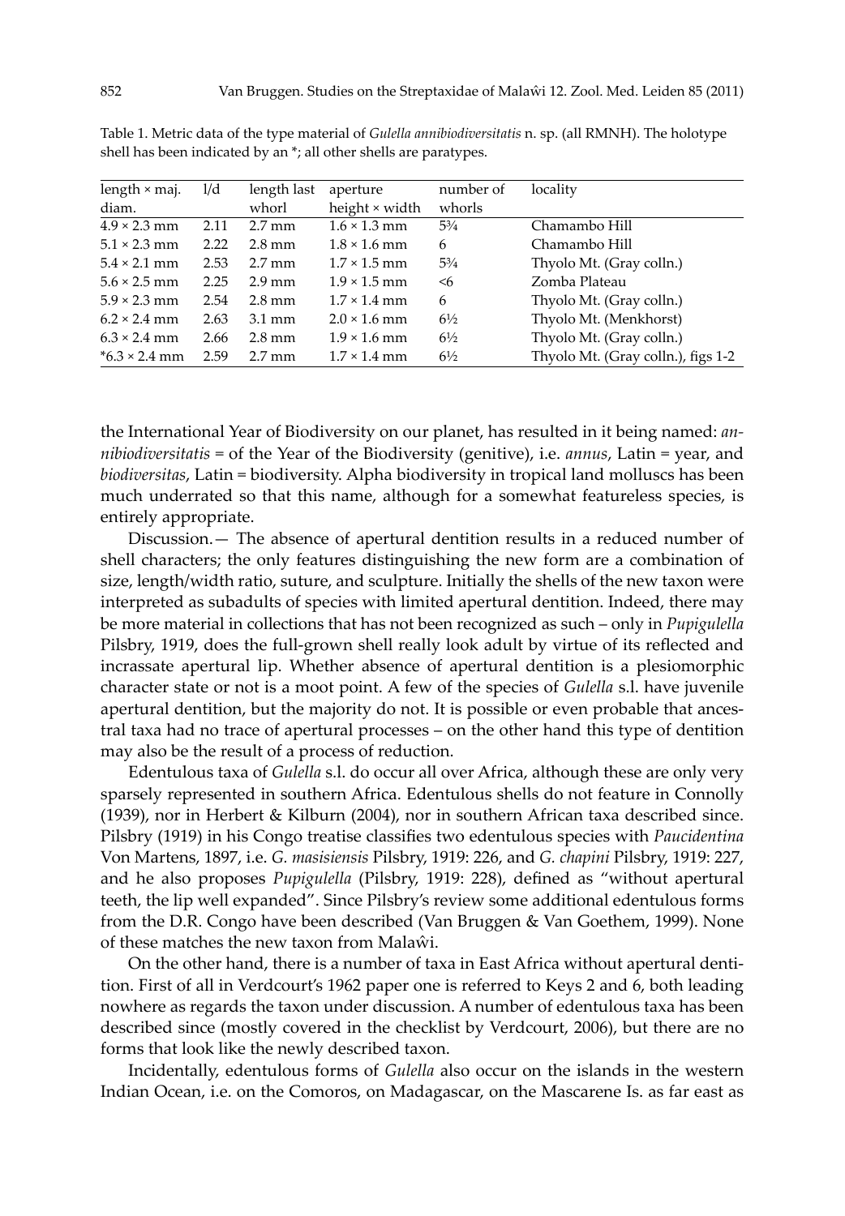Table 1. Metric data of the type material of *Gulella annibiodiversitatis* n. sp. (all RMNH). The holotype shell has been indicated by an *; all other shells are paratypes.

| length × maj. diam. | l/d | length last whorl | aperture height × width | number of whorls | locality |
|---|---|---|---|---|---|
| 4.9 × 2.3 mm | 2.11 | 2.7 mm | 1.6 × 1.3 mm | 5¾ | Chamambo Hill |
| 5.1 × 2.3 mm | 2.22 | 2.8 mm | 1.8 × 1.6 mm | 6 | Chamambo Hill |
| 5.4 × 2.1 mm | 2.53 | 2.7 mm | 1.7 × 1.5 mm | 5¾ | Thyolo Mt. (Gray colln.) |
| 5.6 × 2.5 mm | 2.25 | 2.9 mm | 1.9 × 1.5 mm | <6 | Zomba Plateau |
| 5.9 × 2.3 mm | 2.54 | 2.8 mm | 1.7 × 1.4 mm | 6 | Thyolo Mt. (Gray colln.) |
| 6.2 × 2.4 mm | 2.63 | 3.1 mm | 2.0 × 1.6 mm | 6½ | Thyolo Mt. (Menkhorst) |
| 6.3 × 2.4 mm | 2.66 | 2.8 mm | 1.9 × 1.6 mm | 6½ | Thyolo Mt. (Gray colln.) |
| *6.3 × 2.4 mm | 2.59 | 2.7 mm | 1.7 × 1.4 mm | 6½ | Thyolo Mt. (Gray colln.), figs 1-2 |

the International Year of Biodiversity on our planet, has resulted in it being named: *annibiodiversitatis* = of the Year of the Biodiversity (genitive), i.e. *annus*, Latin = year, and *biodiversitas*, Latin = biodiversity. Alpha biodiversity in tropical land molluscs has been much underrated so that this name, although for a somewhat featureless species, is entirely appropriate.

Discussion.— The absence of apertural dentition results in a reduced number of shell characters; the only features distinguishing the new form are a combination of size, length/width ratio, suture, and sculpture. Initially the shells of the new taxon were interpreted as subadults of species with limited apertural dentition. Indeed, there may be more material in collections that has not been recognized as such – only in *Pupigulella* Pilsbry, 1919, does the full-grown shell really look adult by virtue of its reflected and incrassate apertural lip. Whether absence of apertural dentition is a plesiomorphic character state or not is a moot point. A few of the species of *Gulella* s.l. have juvenile apertural dentition, but the majority do not. It is possible or even probable that ancestral taxa had no trace of apertural processes – on the other hand this type of dentition may also be the result of a process of reduction.

Edentulous taxa of *Gulella* s.l. do occur all over Africa, although these are only very sparsely represented in southern Africa. Edentulous shells do not feature in Connolly (1939), nor in Herbert & Kilburn (2004), nor in southern African taxa described since. Pilsbry (1919) in his Congo treatise classifies two edentulous species with *Paucidentina* Von Martens, 1897, i.e. *G. masisiensis* Pilsbry, 1919: 226, and *G. chapini* Pilsbry, 1919: 227, and he also proposes *Pupigulella* (Pilsbry, 1919: 228), defined as "without apertural teeth, the lip well expanded". Since Pilsbry's review some additional edentulous forms from the D.R. Congo have been described (Van Bruggen & Van Goethem, 1999). None of these matches the new taxon from Malaŵi.

On the other hand, there is a number of taxa in East Africa without apertural dentition. First of all in Verdcourt's 1962 paper one is referred to Keys 2 and 6, both leading nowhere as regards the taxon under discussion. A number of edentulous taxa has been described since (mostly covered in the checklist by Verdcourt, 2006), but there are no forms that look like the newly described taxon.

Incidentally, edentulous forms of *Gulella* also occur on the islands in the western Indian Ocean, i.e. on the Comoros, on Madagascar, on the Mascarene Is. as far east as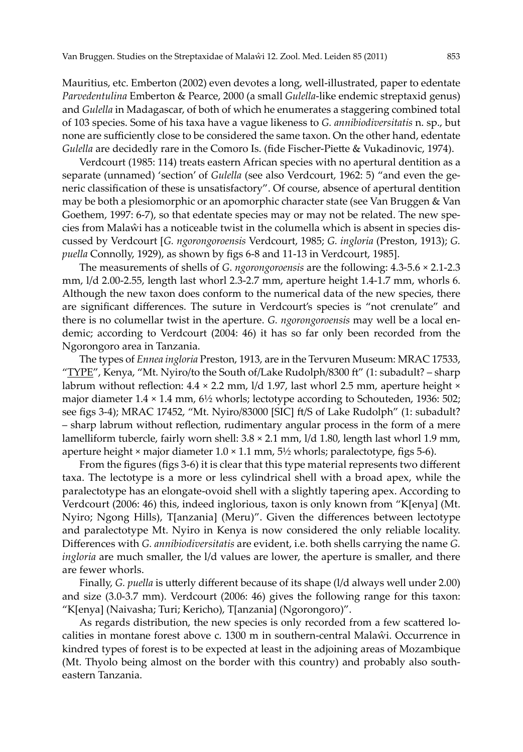Mauritius, etc. Emberton (2002) even devotes a long, well-illustrated, paper to edentate *Parvedentulina* Emberton & Pearce, 2000 (a small *Gulella*-like endemic streptaxid genus) and *Gulella* in Madagascar, of both of which he enumerates a staggering combined total of 103 species. Some of his taxa have a vague likeness to *G. annibiodiversitatis* n. sp., but none are sufficiently close to be considered the same taxon. On the other hand, edentate *Gulella* are decidedly rare in the Comoro Is. (fide Fischer-Piette & Vukadinovic, 1974).

Verdcourt (1985: 114) treats eastern African species with no apertural dentition as a separate (unnamed) 'section' of *Gulella* (see also Verdcourt, 1962: 5) "and even the generic classification of these is unsatisfactory". Of course, absence of apertural dentition may be both a plesiomorphic or an apomorphic character state (see Van Bruggen & Van Goethem, 1997: 6-7), so that edentate species may or may not be related. The new species from Malaŵi has a noticeable twist in the columella which is absent in species discussed by Verdcourt [*G. ngorongoroensis* Verdcourt, 1985; *G. ingloria* (Preston, 1913); *G. puella* Connolly, 1929), as shown by figs 6-8 and 11-13 in Verdcourt, 1985].

The measurements of shells of *G. ngorongoroensis* are the following: 4.3-5.6 × 2.1-2.3 mm, l/d 2.00-2.55, length last whorl 2.3-2.7 mm, aperture height 1.4-1.7 mm, whorls 6. Although the new taxon does conform to the numerical data of the new species, there are significant differences. The suture in Verdcourt's species is "not crenulate" and there is no columellar twist in the aperture. *G. ngorongoroensis* may well be a local endemic; according to Verdcourt (2004: 46) it has so far only been recorded from the Ngorongoro area in Tanzania.

The types of *Ennea ingloria* Preston, 1913, are in the Tervuren Museum: MRAC 17533, "TYPE", Kenya, "Mt. Nyiro/to the South of/Lake Rudolph/8300 ft" (1: subadult? – sharp labrum without reflection: 4.4 × 2.2 mm, l/d 1.97, last whorl 2.5 mm, aperture height × major diameter 1.4 × 1.4 mm, 6½ whorls; lectotype according to Schouteden, 1936: 502; see figs 3-4); MRAC 17452, "Mt. Nyiro/83000 [SIC] ft/S of Lake Rudolph" (1: subadult? – sharp labrum without reflection, rudimentary angular process in the form of a mere lamelliform tubercle, fairly worn shell: 3.8 × 2.1 mm, l/d 1.80, length last whorl 1.9 mm, aperture height × major diameter 1.0 × 1.1 mm, 5½ whorls; paralectotype, figs 5-6).

From the figures (figs 3-6) it is clear that this type material represents two different taxa. The lectotype is a more or less cylindrical shell with a broad apex, while the paralectotype has an elongate-ovoid shell with a slightly tapering apex. According to Verdcourt (2006: 46) this, indeed inglorious, taxon is only known from "K[enya] (Mt. Nyiro; Ngong Hills), T[anzania] (Meru)". Given the differences between lectotype and paralectotype Mt. Nyiro in Kenya is now considered the only reliable locality. Differences with *G. annibiodiversitatis* are evident, i.e. both shells carrying the name *G. ingloria* are much smaller, the l/d values are lower, the aperture is smaller, and there are fewer whorls.

Finally, *G. puella* is utterly different because of its shape (l/d always well under 2.00) and size (3.0-3.7 mm). Verdcourt (2006: 46) gives the following range for this taxon: "K[enya] (Naivasha; Turi; Kericho), T[anzania] (Ngorongoro)".

As regards distribution, the new species is only recorded from a few scattered localities in montane forest above c. 1300 m in southern-central Malaŵi. Occurrence in kindred types of forest is to be expected at least in the adjoining areas of Mozambique (Mt. Thyolo being almost on the border with this country) and probably also south-eastern Tanzania.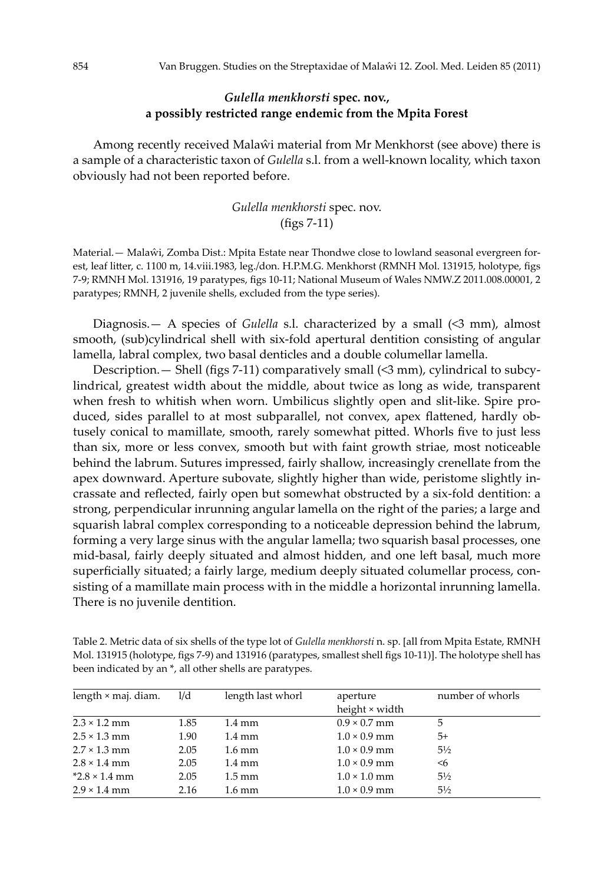## *Gulella menkhorsti* spec. nov., a possibly restricted range endemic from the Mpita Forest

Among recently received Malaŵi material from Mr Menkhorst (see above) there is a sample of a characteristic taxon of *Gulella* s.l. from a well-known locality, which taxon obviously had not been reported before.

### *Gulella menkhorsti* spec. nov. (figs 7-11)

Material.— Malaŵi, Zomba Dist.: Mpita Estate near Thondwe close to lowland seasonal evergreen forest, leaf litter, c. 1100 m, 14.viii.1983, leg./don. H.P.M.G. Menkhorst (RMNH Mol. 131915, holotype, figs 7-9; RMNH Mol. 131916, 19 paratypes, figs 10-11; National Museum of Wales NMW.Z 2011.008.00001, 2 paratypes; RMNH, 2 juvenile shells, excluded from the type series).

Diagnosis.— A species of *Gulella* s.l. characterized by a small (<3 mm), almost smooth, (sub)cylindrical shell with six-fold apertural dentition consisting of angular lamella, labral complex, two basal denticles and a double columellar lamella.

Description.— Shell (figs 7-11) comparatively small (<3 mm), cylindrical to subcylindrical, greatest width about the middle, about twice as long as wide, transparent when fresh to whitish when worn. Umbilicus slightly open and slit-like. Spire produced, sides parallel to at most subparallel, not convex, apex flattened, hardly obtusely conical to mamillate, smooth, rarely somewhat pitted. Whorls five to just less than six, more or less convex, smooth but with faint growth striae, most noticeable behind the labrum. Sutures impressed, fairly shallow, increasingly crenellate from the apex downward. Aperture subovate, slightly higher than wide, peristome slightly incrassate and reflected, fairly open but somewhat obstructed by a six-fold dentition: a strong, perpendicular inrunning angular lamella on the right of the paries; a large and squarish labral complex corresponding to a noticeable depression behind the labrum, forming a very large sinus with the angular lamella; two squarish basal processes, one mid-basal, fairly deeply situated and almost hidden, and one left basal, much more superficially situated; a fairly large, medium deeply situated columellar process, consisting of a mamillate main process with in the middle a horizontal inrunning lamella. There is no juvenile dentition.

Table 2. Metric data of six shells of the type lot of *Gulella menkhorsti* n. sp. [all from Mpita Estate, RMNH Mol. 131915 (holotype, figs 7-9) and 131916 (paratypes, smallest shell figs 10-11)]. The holotype shell has been indicated by an *, all other shells are paratypes.

| length × maj. diam. | l/d | length last whorl | aperture height × width | number of whorls |
|---|---|---|---|---|
| 2.3 × 1.2 mm | 1.85 | 1.4 mm | 0.9 × 0.7 mm | 5 |
| 2.5 × 1.3 mm | 1.90 | 1.4 mm | 1.0 × 0.9 mm | 5+ |
| 2.7 × 1.3 mm | 2.05 | 1.6 mm | 1.0 × 0.9 mm | 5½ |
| 2.8 × 1.4 mm | 2.05 | 1.4 mm | 1.0 × 0.9 mm | <6 |
| *2.8 × 1.4 mm | 2.05 | 1.5 mm | 1.0 × 1.0 mm | 5½ |
| 2.9 × 1.4 mm | 2.16 | 1.6 mm | 1.0 × 0.9 mm | 5½ |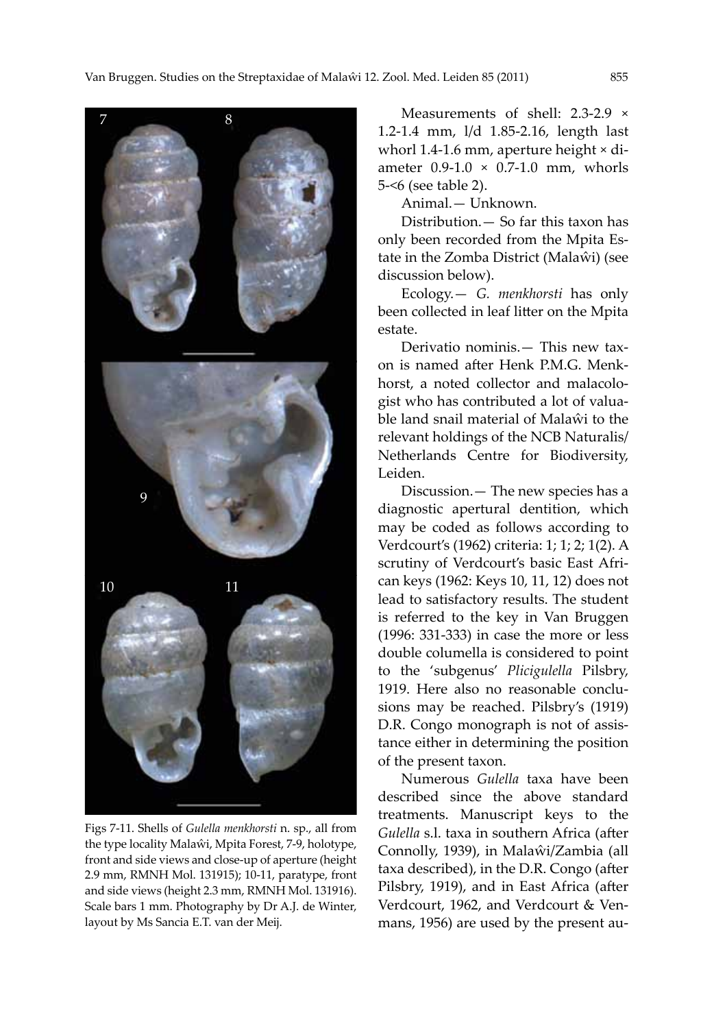Measurements of shell: 2.3-2.9 × 1.2-1.4 mm, l/d 1.85-2.16, length last whorl 1.4-1.6 mm, aperture height × diameter 0.9-1.0 × 0.7-1.0 mm, whorls 5-<6 (see table 2).

Animal.— Unknown.

Distribution.— So far this taxon has only been recorded from the Mpita Estate in the Zomba District (Malaŵi) (see discussion below).

Ecology.— *G. menkhorsti* has only been collected in leaf litter on the Mpita estate.

Derivatio nominis.— This new taxon is named after Henk P.M.G. Menkhorst, a noted collector and malacologist who has contributed a lot of valuable land snail material of Malaŵi to the relevant holdings of the NCB Naturalis/ Netherlands Centre for Biodiversity, Leiden.

Discussion.— The new species has a diagnostic apertural dentition, which may be coded as follows according to Verdcourt's (1962) criteria: 1; 1; 2; 1(2). A scrutiny of Verdcourt's basic East African keys (1962: Keys 10, 11, 12) does not lead to satisfactory results. The student is referred to the key in Van Bruggen (1996: 331-333) in case the more or less double columella is considered to point to the 'subgenus' *Plicigulella* Pilsbry, 1919. Here also no reasonable conclusions may be reached. Pilsbry's (1919) D.R. Congo monograph is not of assistance either in determining the position of the present taxon.

Numerous *Gulella* taxa have been described since the above standard treatments. Manuscript keys to the *Gulella* s.l. taxa in southern Africa (after Connolly, 1939), in Malaŵi/Zambia (all taxa described), in the D.R. Congo (after Pilsbry, 1919), and in East Africa (after Verdcourt, 1962, and Verdcourt & Venmans, 1956) are used by the present au-

Figs 7-11. Shells of *Gulella menkhorsti* n. sp., all from the type locality Malaŵi, Mpita Forest, 7-9, holotype, front and side views and close-up of aperture (height 2.9 mm, RMNH Mol. 131915); 10-11, paratype, front and side views (height 2.3 mm, RMNH Mol. 131916). Scale bars 1 mm. Photography by Dr A.J. de Winter, layout by Ms Sancia E.T. van der Meij.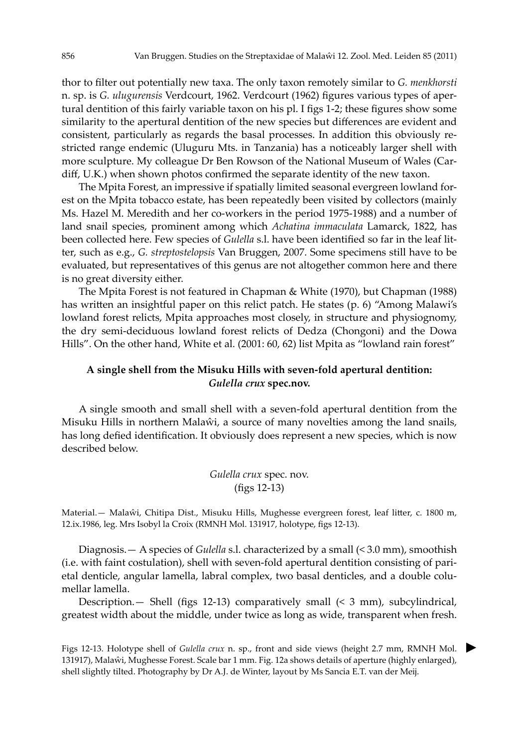thor to filter out potentially new taxa. The only taxon remotely similar to *G. menkhorsti* n. sp. is *G. ulugurensis* Verdcourt, 1962. Verdcourt (1962) figures various types of apertural dentition of this fairly variable taxon on his pl. I figs 1-2; these figures show some similarity to the apertural dentition of the new species but differences are evident and consistent, particularly as regards the basal processes. In addition this obviously restricted range endemic (Uluguru Mts. in Tanzania) has a noticeably larger shell with more sculpture. My colleague Dr Ben Rowson of the National Museum of Wales (Cardiff, U.K.) when shown photos confirmed the separate identity of the new taxon.

The Mpita Forest, an impressive if spatially limited seasonal evergreen lowland forest on the Mpita tobacco estate, has been repeatedly been visited by collectors (mainly Ms. Hazel M. Meredith and her co-workers in the period 1975-1988) and a number of land snail species, prominent among which *Achatina immaculata* Lamarck, 1822, has been collected here. Few species of *Gulella* s.l. have been identified so far in the leaf litter, such as e.g., *G. streptostelopsis* Van Bruggen, 2007. Some specimens still have to be evaluated, but representatives of this genus are not altogether common here and there is no great diversity either.

The Mpita Forest is not featured in Chapman & White (1970), but Chapman (1988) has written an insightful paper on this relict patch. He states (p. 6) "Among Malawi's lowland forest relicts, Mpita approaches most closely, in structure and physiognomy, the dry semi-deciduous lowland forest relicts of Dedza (Chongoni) and the Dowa Hills". On the other hand, White et al. (2001: 60, 62) list Mpita as "lowland rain forest"

## A single shell from the Misuku Hills with seven-fold apertural dentition: *Gulella crux* spec.nov.

A single smooth and small shell with a seven-fold apertural dentition from the Misuku Hills in northern Malaŵi, a source of many novelties among the land snails, has long defied identification. It obviously does represent a new species, which is now described below.

### *Gulella crux* spec. nov.
(figs 12-13)

Material.— Malaŵi, Chitipa Dist., Misuku Hills, Mughesse evergreen forest, leaf litter, c. 1800 m, 12.ix.1986, leg. Mrs Isobyl la Croix (RMNH Mol. 131917, holotype, figs 12-13).

Diagnosis.— A species of *Gulella* s.l. characterized by a small (< 3.0 mm), smoothish (i.e. with faint costulation), shell with seven-fold apertural dentition consisting of parietal denticle, angular lamella, labral complex, two basal denticles, and a double columellar lamella.

Description.— Shell (figs 12-13) comparatively small (< 3 mm), subcylindrical, greatest width about the middle, under twice as long as wide, transparent when fresh.

Figs 12-13. Holotype shell of *Gulella crux* n. sp., front and side views (height 2.7 mm, RMNH Mol. 131917), Malaŵi, Mughesse Forest. Scale bar 1 mm. Fig. 12a shows details of aperture (highly enlarged), shell slightly tilted. Photography by Dr A.J. de Winter, layout by Ms Sancia E.T. van der Meij.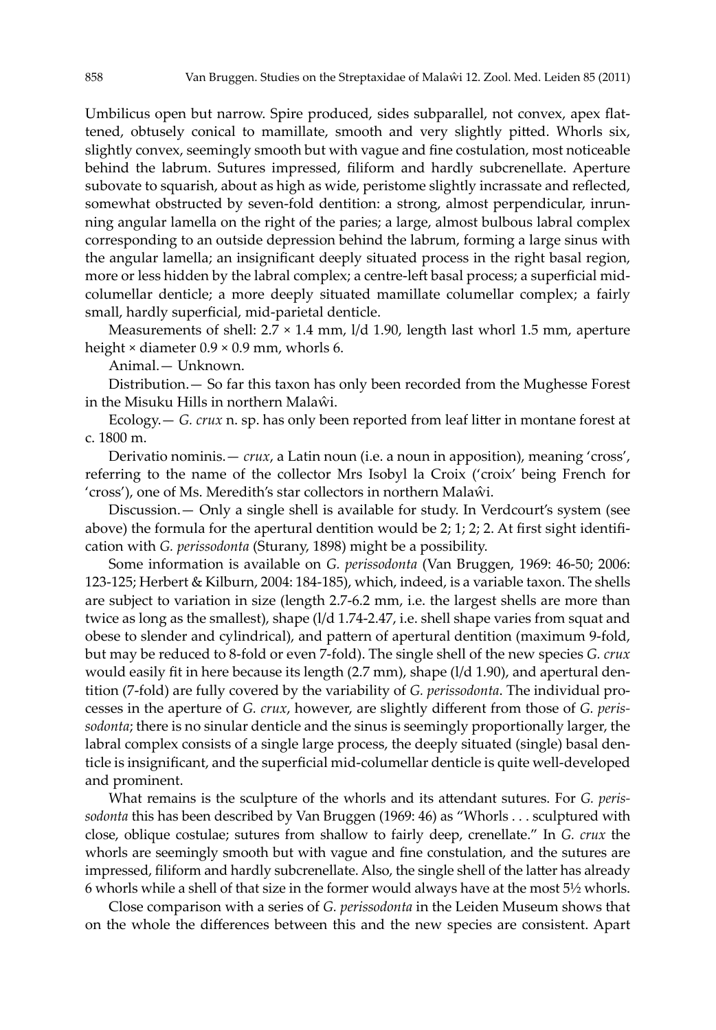Umbilicus open but narrow. Spire produced, sides subparallel, not convex, apex flattened, obtusely conical to mamillate, smooth and very slightly pitted. Whorls six, slightly convex, seemingly smooth but with vague and fine costulation, most noticeable behind the labrum. Sutures impressed, filiform and hardly subcrenellate. Aperture subovate to squarish, about as high as wide, peristome slightly incrassate and reflected, somewhat obstructed by seven-fold dentition: a strong, almost perpendicular, inrunning angular lamella on the right of the paries; a large, almost bulbous labral complex corresponding to an outside depression behind the labrum, forming a large sinus with the angular lamella; an insignificant deeply situated process in the right basal region, more or less hidden by the labral complex; a centre-left basal process; a superficial mid-columellar denticle; a more deeply situated mamillate columellar complex; a fairly small, hardly superficial, mid-parietal denticle.

Measurements of shell: 2.7 × 1.4 mm, l/d 1.90, length last whorl 1.5 mm, aperture height × diameter 0.9 × 0.9 mm, whorls 6.

Animal.— Unknown.

Distribution.— So far this taxon has only been recorded from the Mughesse Forest in the Misuku Hills in northern Malaŵi.

Ecology.— *G. crux* n. sp. has only been reported from leaf litter in montane forest at c. 1800 m.

Derivatio nominis.— *crux*, a Latin noun (i.e. a noun in apposition), meaning 'cross', referring to the name of the collector Mrs Isobyl la Croix ('croix' being French for 'cross'), one of Ms. Meredith's star collectors in northern Malaŵi.

Discussion.— Only a single shell is available for study. In Verdcourt's system (see above) the formula for the apertural dentition would be 2; 1; 2; 2. At first sight identification with *G. perissodonta* (Sturany, 1898) might be a possibility.

Some information is available on *G. perissodonta* (Van Bruggen, 1969: 46-50; 2006: 123-125; Herbert & Kilburn, 2004: 184-185), which, indeed, is a variable taxon. The shells are subject to variation in size (length 2.7-6.2 mm, i.e. the largest shells are more than twice as long as the smallest), shape (l/d 1.74-2.47, i.e. shell shape varies from squat and obese to slender and cylindrical), and pattern of apertural dentition (maximum 9-fold, but may be reduced to 8-fold or even 7-fold). The single shell of the new species *G. crux* would easily fit in here because its length (2.7 mm), shape (l/d 1.90), and apertural dentition (7-fold) are fully covered by the variability of *G. perissodonta*. The individual processes in the aperture of *G. crux*, however, are slightly different from those of *G. perissodonta*; there is no sinular denticle and the sinus is seemingly proportionally larger, the labral complex consists of a single large process, the deeply situated (single) basal denticle is insignificant, and the superficial mid-columellar denticle is quite well-developed and prominent.

What remains is the sculpture of the whorls and its attendant sutures. For *G. perissodonta* this has been described by Van Bruggen (1969: 46) as "Whorls . . . sculptured with close, oblique costulae; sutures from shallow to fairly deep, crenellate." In *G. crux* the whorls are seemingly smooth but with vague and fine constulation, and the sutures are impressed, filiform and hardly subcrenellate. Also, the single shell of the latter has already 6 whorls while a shell of that size in the former would always have at the most 5½ whorls.

Close comparison with a series of *G. perissodonta* in the Leiden Museum shows that on the whole the differences between this and the new species are consistent. Apart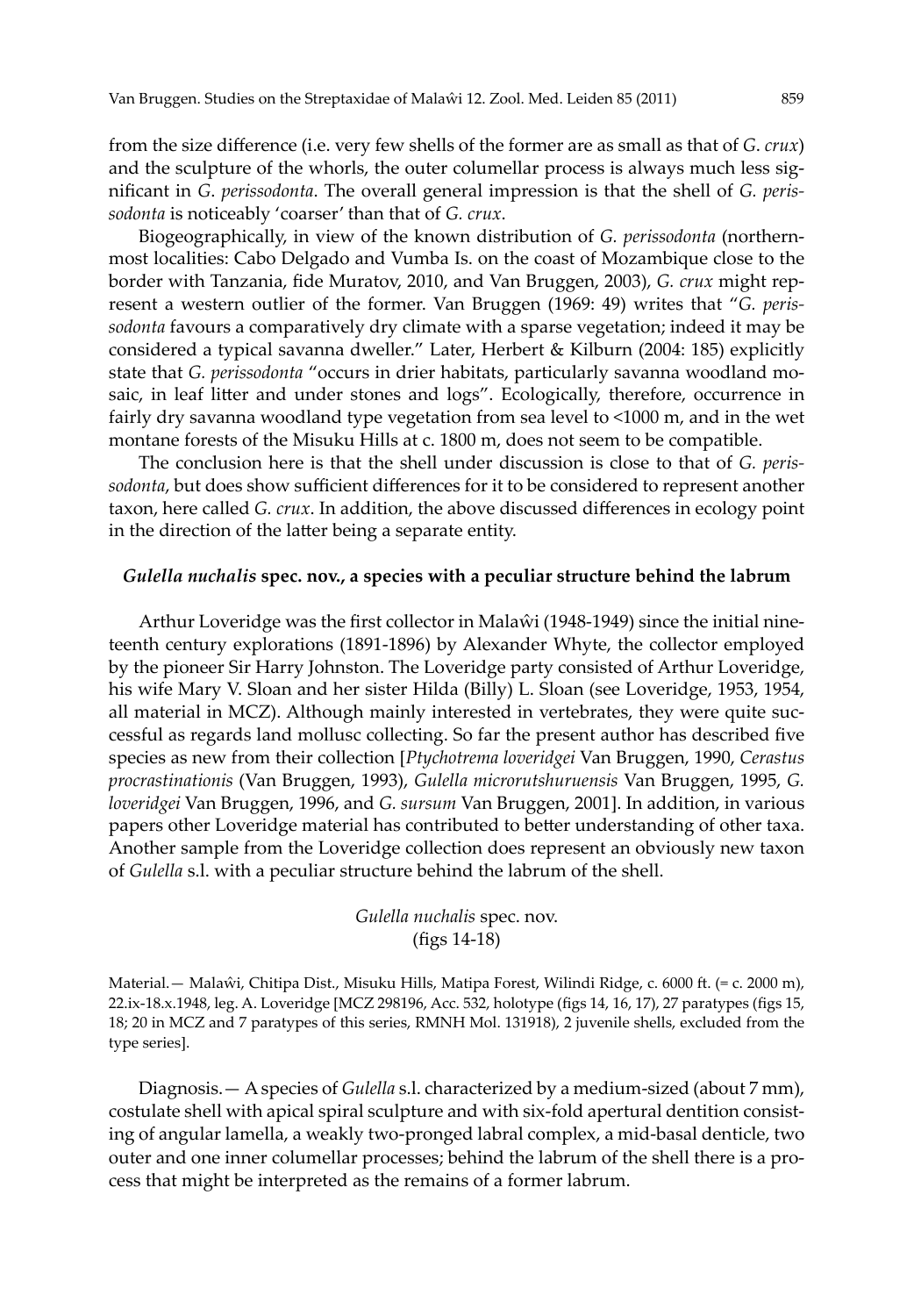from the size difference (i.e. very few shells of the former are as small as that of *G. crux*) and the sculpture of the whorls, the outer columellar process is always much less significant in *G. perissodonta*. The overall general impression is that the shell of *G. perissodonta* is noticeably 'coarser' than that of *G. crux*.

Biogeographically, in view of the known distribution of *G. perissodonta* (northernmost localities: Cabo Delgado and Vumba Is. on the coast of Mozambique close to the border with Tanzania, fide Muratov, 2010, and Van Bruggen, 2003), *G. crux* might represent a western outlier of the former. Van Bruggen (1969: 49) writes that "*G. perissodonta* favours a comparatively dry climate with a sparse vegetation; indeed it may be considered a typical savanna dweller." Later, Herbert & Kilburn (2004: 185) explicitly state that *G. perissodonta* "occurs in drier habitats, particularly savanna woodland mosaic, in leaf litter and under stones and logs". Ecologically, therefore, occurrence in fairly dry savanna woodland type vegetation from sea level to <1000 m, and in the wet montane forests of the Misuku Hills at c. 1800 m, does not seem to be compatible.

The conclusion here is that the shell under discussion is close to that of *G. perissodonta*, but does show sufficient differences for it to be considered to represent another taxon, here called *G. crux*. In addition, the above discussed differences in ecology point in the direction of the latter being a separate entity.

### *Gulella nuchalis* spec. nov., a species with a peculiar structure behind the labrum

Arthur Loveridge was the first collector in Malaŵi (1948-1949) since the initial nineteenth century explorations (1891-1896) by Alexander Whyte, the collector employed by the pioneer Sir Harry Johnston. The Loveridge party consisted of Arthur Loveridge, his wife Mary V. Sloan and her sister Hilda (Billy) L. Sloan (see Loveridge, 1953, 1954, all material in MCZ). Although mainly interested in vertebrates, they were quite successful as regards land mollusc collecting. So far the present author has described five species as new from their collection [*Ptychotrema loveridgei* Van Bruggen, 1990, *Cerastus procrastinationis* (Van Bruggen, 1993), *Gulella microrutshuruensis* Van Bruggen, 1995, *G. loveridgei* Van Bruggen, 1996, and *G. sursum* Van Bruggen, 2001]. In addition, in various papers other Loveridge material has contributed to better understanding of other taxa. Another sample from the Loveridge collection does represent an obviously new taxon of *Gulella* s.l. with a peculiar structure behind the labrum of the shell.

*Gulella nuchalis* spec. nov.
(figs 14-18)

Material.— Malaŵi, Chitipa Dist., Misuku Hills, Matipa Forest, Wilindi Ridge, c. 6000 ft. (= c. 2000 m), 22.ix-18.x.1948, leg. A. Loveridge [MCZ 298196, Acc. 532, holotype (figs 14, 16, 17), 27 paratypes (figs 15, 18; 20 in MCZ and 7 paratypes of this series, RMNH Mol. 131918), 2 juvenile shells, excluded from the type series].

Diagnosis.— A species of *Gulella* s.l. characterized by a medium-sized (about 7 mm), costulate shell with apical spiral sculpture and with six-fold apertural dentition consisting of angular lamella, a weakly two-pronged labral complex, a mid-basal denticle, two outer and one inner columellar processes; behind the labrum of the shell there is a process that might be interpreted as the remains of a former labrum.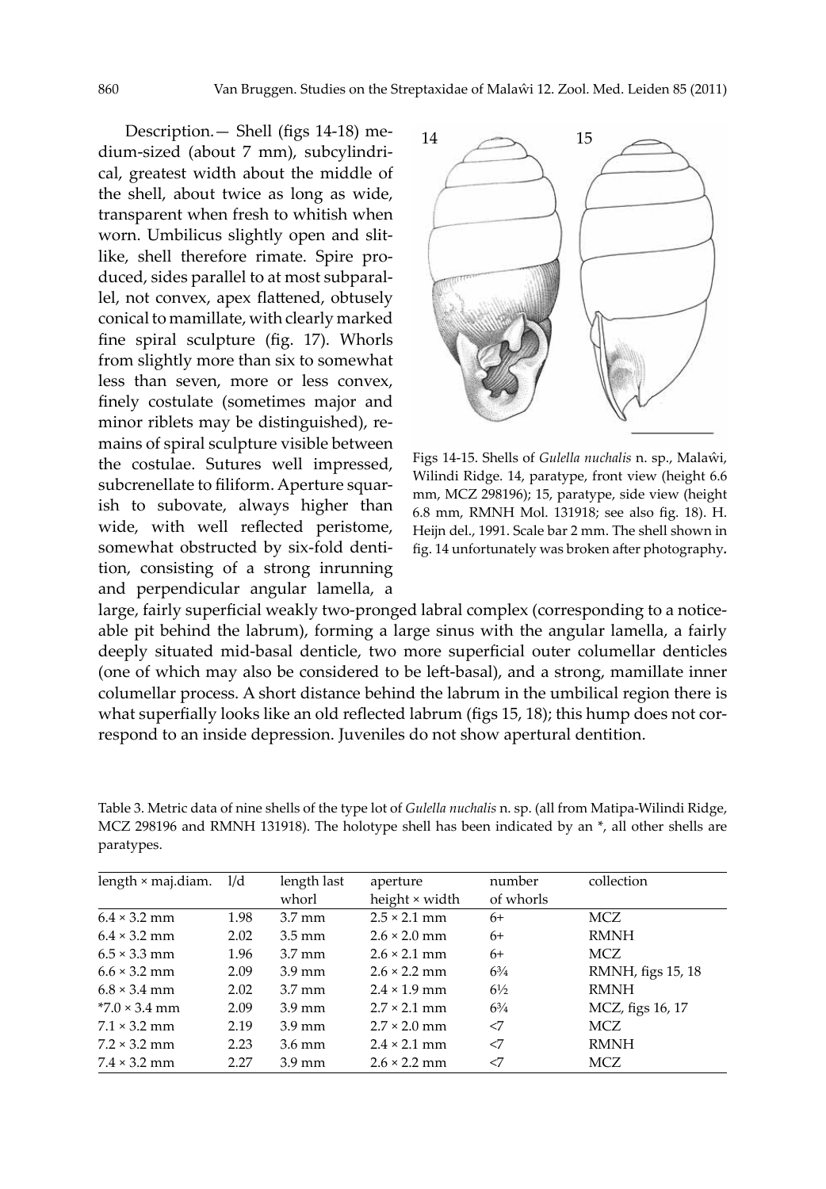Description.— Shell (figs 14-18) medium-sized (about 7 mm), subcylindrical, greatest width about the middle of the shell, about twice as long as wide, transparent when fresh to whitish when worn. Umbilicus slightly open and slit-like, shell therefore rimate. Spire produced, sides parallel to at most subparallel, not convex, apex flattened, obtusely conical to mamillate, with clearly marked fine spiral sculpture (fig. 17). Whorls from slightly more than six to somewhat less than seven, more or less convex, finely costulate (sometimes major and minor riblets may be distinguished), remains of spiral sculpture visible between the costulae. Sutures well impressed, subcrenellate to filiform. Aperture squarish to subovate, always higher than wide, with well reflected peristome, somewhat obstructed by six-fold dentition, consisting of a strong inrunning and perpendicular angular lamella, a large, fairly superficial weakly two-pronged labral complex (corresponding to a noticeable pit behind the labrum), forming a large sinus with the angular lamella, a fairly deeply situated mid-basal denticle, two more superficial outer columellar denticles (one of which may also be considered to be left-basal), and a strong, mamillate inner columellar process. A short distance behind the labrum in the umbilical region there is what superfially looks like an old reflected labrum (figs 15, 18); this hump does not correspond to an inside depression. Juveniles do not show apertural dentition.

Figs 14-15. Shells of *Gulella nuchalis* n. sp., Malaŵi, Wilindi Ridge. 14, paratype, front view (height 6.6 mm, MCZ 298196); 15, paratype, side view (height 6.8 mm, RMNH Mol. 131918; see also fig. 18). H. Heijn del., 1991. Scale bar 2 mm. The shell shown in fig. 14 unfortunately was broken after photography.

Table 3. Metric data of nine shells of the type lot of *Gulella nuchalis* n. sp. (all from Matipa-Wilindi Ridge, MCZ 298196 and RMNH 131918). The holotype shell has been indicated by an *, all other shells are paratypes.

| length × maj.diam. | l/d | length last whorl | aperture height × width | number of whorls | collection |
|---|---|---|---|---|---|
| 6.4 × 3.2 mm | 1.98 | 3.7 mm | 2.5 × 2.1 mm | 6+ | MCZ |
| 6.4 × 3.2 mm | 2.02 | 3.5 mm | 2.6 × 2.0 mm | 6+ | RMNH |
| 6.5 × 3.3 mm | 1.96 | 3.7 mm | 2.6 × 2.1 mm | 6+ | MCZ |
| 6.6 × 3.2 mm | 2.09 | 3.9 mm | 2.6 × 2.2 mm | 6¾ | RMNH, figs 15, 18 |
| 6.8 × 3.4 mm | 2.02 | 3.7 mm | 2.4 × 1.9 mm | 6½ | RMNH |
| *7.0 × 3.4 mm | 2.09 | 3.9 mm | 2.7 × 2.1 mm | 6¾ | MCZ, figs 16, 17 |
| 7.1 × 3.2 mm | 2.19 | 3.9 mm | 2.7 × 2.0 mm | <7 | MCZ |
| 7.2 × 3.2 mm | 2.23 | 3.6 mm | 2.4 × 2.1 mm | <7 | RMNH |
| 7.4 × 3.2 mm | 2.27 | 3.9 mm | 2.6 × 2.2 mm | <7 | MCZ |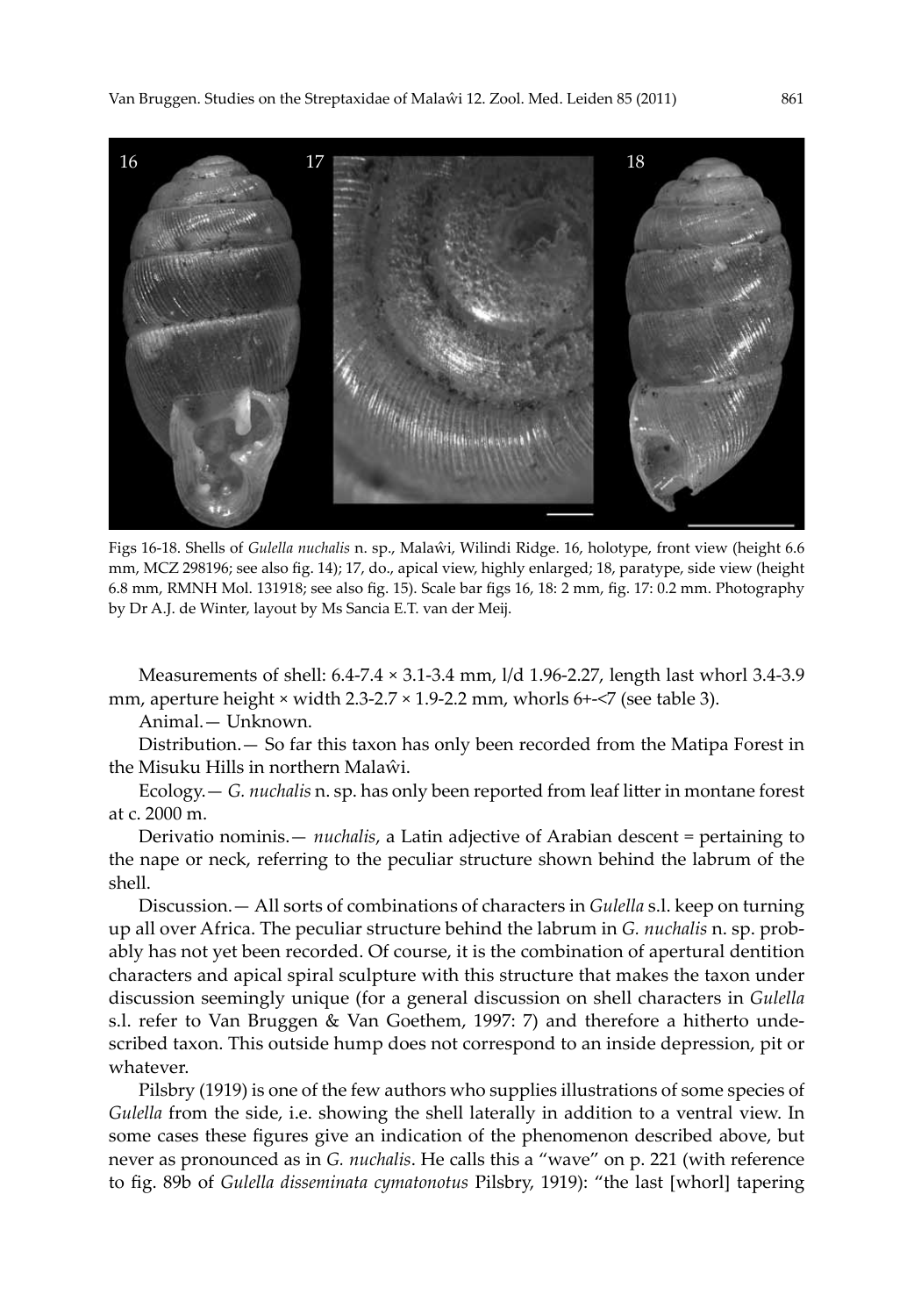Figs 16-18. Shells of *Gulella nuchalis* n. sp., Malaŵi, Wilindi Ridge. 16, holotype, front view (height 6.6 mm, MCZ 298196; see also fig. 14); 17, do., apical view, highly enlarged; 18, paratype, side view (height 6.8 mm, RMNH Mol. 131918; see also fig. 15). Scale bar figs 16, 18: 2 mm, fig. 17: 0.2 mm. Photography by Dr A.J. de Winter, layout by Ms Sancia E.T. van der Meij.

Measurements of shell: 6.4-7.4 × 3.1-3.4 mm, l/d 1.96-2.27, length last whorl 3.4-3.9 mm, aperture height × width 2.3-2.7 × 1.9-2.2 mm, whorls 6+-<7 (see table 3).

Animal.— Unknown.

Distribution.— So far this taxon has only been recorded from the Matipa Forest in the Misuku Hills in northern Malaŵi.

Ecology.— *G. nuchalis* n. sp. has only been reported from leaf litter in montane forest at c. 2000 m.

Derivatio nominis.— *nuchalis*, a Latin adjective of Arabian descent = pertaining to the nape or neck, referring to the peculiar structure shown behind the labrum of the shell.

Discussion.— All sorts of combinations of characters in *Gulella* s.l. keep on turning up all over Africa. The peculiar structure behind the labrum in *G. nuchalis* n. sp. probably has not yet been recorded. Of course, it is the combination of apertural dentition characters and apical spiral sculpture with this structure that makes the taxon under discussion seemingly unique (for a general discussion on shell characters in *Gulella* s.l. refer to Van Bruggen & Van Goethem, 1997: 7) and therefore a hitherto undescribed taxon. This outside hump does not correspond to an inside depression, pit or whatever.

Pilsbry (1919) is one of the few authors who supplies illustrations of some species of *Gulella* from the side, i.e. showing the shell laterally in addition to a ventral view. In some cases these figures give an indication of the phenomenon described above, but never as pronounced as in *G. nuchalis*. He calls this a "wave" on p. 221 (with reference to fig. 89b of *Gulella disseminata cymatonotus* Pilsbry, 1919): "the last [whorl] tapering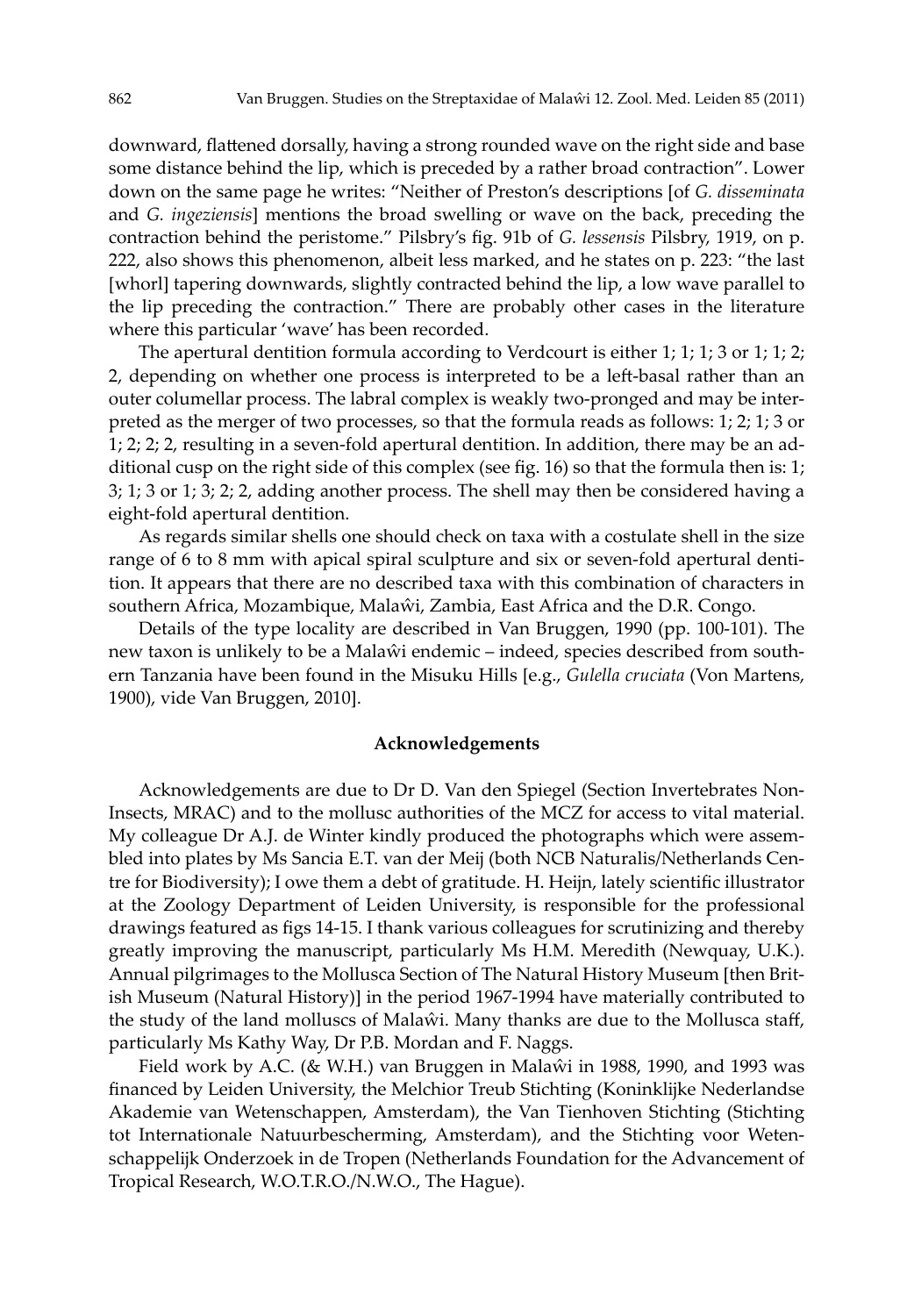downward, flattened dorsally, having a strong rounded wave on the right side and base some distance behind the lip, which is preceded by a rather broad contraction". Lower down on the same page he writes: "Neither of Preston's descriptions [of *G. disseminata* and *G. ingeziensis*] mentions the broad swelling or wave on the back, preceding the contraction behind the peristome." Pilsbry's fig. 91b of *G. lessensis* Pilsbry, 1919, on p. 222, also shows this phenomenon, albeit less marked, and he states on p. 223: "the last [whorl] tapering downwards, slightly contracted behind the lip, a low wave parallel to the lip preceding the contraction." There are probably other cases in the literature where this particular 'wave' has been recorded.

The apertural dentition formula according to Verdcourt is either 1; 1; 1; 3 or 1; 1; 2; 2, depending on whether one process is interpreted to be a left-basal rather than an outer columellar process. The labral complex is weakly two-pronged and may be interpreted as the merger of two processes, so that the formula reads as follows: 1; 2; 1; 3 or 1; 2; 2; 2, resulting in a seven-fold apertural dentition. In addition, there may be an additional cusp on the right side of this complex (see fig. 16) so that the formula then is: 1; 3; 1; 3 or 1; 3; 2; 2, adding another process. The shell may then be considered having a eight-fold apertural dentition.

As regards similar shells one should check on taxa with a costulate shell in the size range of 6 to 8 mm with apical spiral sculpture and six or seven-fold apertural dentition. It appears that there are no described taxa with this combination of characters in southern Africa, Mozambique, Malaŵi, Zambia, East Africa and the D.R. Congo.

Details of the type locality are described in Van Bruggen, 1990 (pp. 100-101). The new taxon is unlikely to be a Malaŵi endemic – indeed, species described from southern Tanzania have been found in the Misuku Hills [e.g., *Gulella cruciata* (Von Martens, 1900), vide Van Bruggen, 2010].

## Acknowledgements

Acknowledgements are due to Dr D. Van den Spiegel (Section Invertebrates Non-Insects, MRAC) and to the mollusc authorities of the MCZ for access to vital material. My colleague Dr A.J. de Winter kindly produced the photographs which were assembled into plates by Ms Sancia E.T. van der Meij (both NCB Naturalis/Netherlands Centre for Biodiversity); I owe them a debt of gratitude. H. Heijn, lately scientific illustrator at the Zoology Department of Leiden University, is responsible for the professional drawings featured as figs 14-15. I thank various colleagues for scrutinizing and thereby greatly improving the manuscript, particularly Ms H.M. Meredith (Newquay, U.K.). Annual pilgrimages to the Mollusca Section of The Natural History Museum [then British Museum (Natural History)] in the period 1967-1994 have materially contributed to the study of the land molluscs of Malaŵi. Many thanks are due to the Mollusca staff, particularly Ms Kathy Way, Dr P.B. Mordan and F. Naggs.

Field work by A.C. (& W.H.) van Bruggen in Malaŵi in 1988, 1990, and 1993 was financed by Leiden University, the Melchior Treub Stichting (Koninklijke Nederlandse Akademie van Wetenschappen, Amsterdam), the Van Tienhoven Stichting (Stichting tot Internationale Natuurbescherming, Amsterdam), and the Stichting voor Wetenschappelijk Onderzoek in de Tropen (Netherlands Foundation for the Advancement of Tropical Research, W.O.T.R.O./N.W.O., The Hague).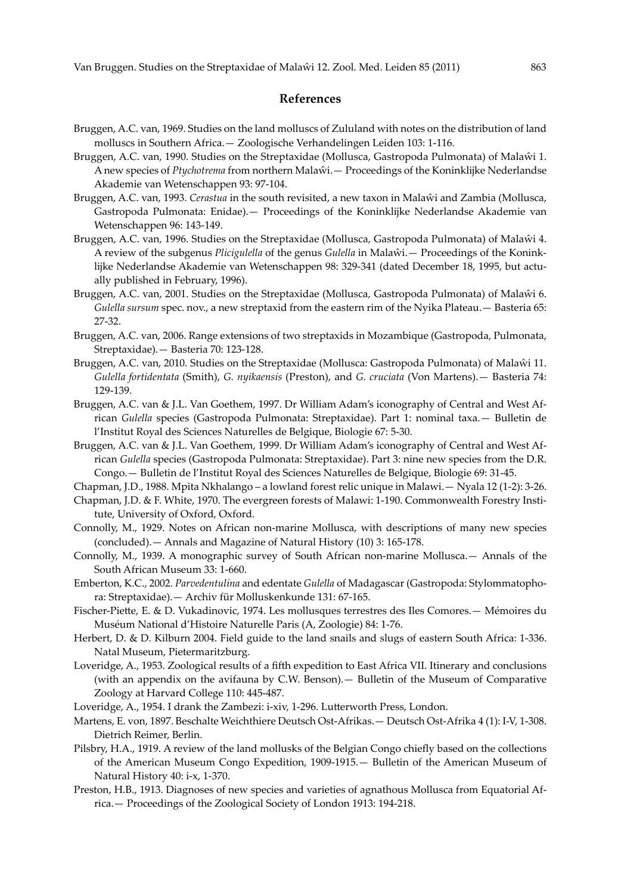## References

Bruggen, A.C. van, 1969. Studies on the land molluscs of Zululand with notes on the distribution of land molluscs in Southern Africa.— Zoologische Verhandelingen Leiden 103: 1-116.

Bruggen, A.C. van, 1990. Studies on the Streptaxidae (Mollusca, Gastropoda Pulmonata) of Malaŵi 1. A new species of *Ptychotrema* from northern Malaŵi.— Proceedings of the Koninklijke Nederlandse Akademie van Wetenschappen 93: 97-104.

Bruggen, A.C. van, 1993. *Cerastua* in the south revisited, a new taxon in Malaŵi and Zambia (Mollusca, Gastropoda Pulmonata: Enidae).— Proceedings of the Koninklijke Nederlandse Akademie van Wetenschappen 96: 143-149.

Bruggen, A.C. van, 1996. Studies on the Streptaxidae (Mollusca, Gastropoda Pulmonata) of Malaŵi 4. A review of the subgenus *Plicigulella* of the genus *Gulella* in Malaŵi.— Proceedings of the Koninklijke Nederlandse Akademie van Wetenschappen 98: 329-341 (dated December 18, 1995, but actually published in February, 1996).

Bruggen, A.C. van, 2001. Studies on the Streptaxidae (Mollusca, Gastropoda Pulmonata) of Malaŵi 6. *Gulella sursum* spec. nov., a new streptaxid from the eastern rim of the Nyika Plateau.— Basteria 65: 27-32.

Bruggen, A.C. van, 2006. Range extensions of two streptaxids in Mozambique (Gastropoda, Pulmonata, Streptaxidae).— Basteria 70: 123-128.

Bruggen, A.C. van, 2010. Studies on the Streptaxidae (Mollusca: Gastropoda Pulmonata) of Malaŵi 11. *Gulella fortidentata* (Smith), *G. nyikaensis* (Preston), and *G. cruciata* (Von Martens).— Basteria 74: 129-139.

Bruggen, A.C. van & J.L. Van Goethem, 1997. Dr William Adam's iconography of Central and West African *Gulella* species (Gastropoda Pulmonata: Streptaxidae). Part 1: nominal taxa.— Bulletin de l'Institut Royal des Sciences Naturelles de Belgique, Biologie 67: 5-30.

Bruggen, A.C. van & J.L. Van Goethem, 1999. Dr William Adam's iconography of Central and West African *Gulella* species (Gastropoda Pulmonata: Streptaxidae). Part 3: nine new species from the D.R. Congo.— Bulletin de l'Institut Royal des Sciences Naturelles de Belgique, Biologie 69: 31-45.

Chapman, J.D., 1988. Mpita Nkhalango – a lowland forest relic unique in Malawi.— Nyala 12 (1-2): 3-26.

Chapman, J.D. & F. White, 1970. The evergreen forests of Malawi: 1-190. Commonwealth Forestry Institute, University of Oxford, Oxford.

Connolly, M., 1929. Notes on African non-marine Mollusca, with descriptions of many new species (concluded).— Annals and Magazine of Natural History (10) 3: 165-178.

Connolly, M., 1939. A monographic survey of South African non-marine Mollusca.— Annals of the South African Museum 33: 1-660.

Emberton, K.C., 2002. *Parvedentulina* and edentate *Gulella* of Madagascar (Gastropoda: Stylommatophora: Streptaxidae).— Archiv für Molluskenkunde 131: 67-165.

Fischer-Piette, E. & D. Vukadinovic, 1974. Les mollusques terrestres des Iles Comores.— Mémoires du Muséum National d'Histoire Naturelle Paris (A, Zoologie) 84: 1-76.

Herbert, D. & D. Kilburn 2004. Field guide to the land snails and slugs of eastern South Africa: 1-336. Natal Museum, Pietermaritzburg.

Loveridge, A., 1953. Zoological results of a fifth expedition to East Africa VII. Itinerary and conclusions (with an appendix on the avifauna by C.W. Benson).— Bulletin of the Museum of Comparative Zoology at Harvard College 110: 445-487.

Loveridge, A., 1954. I drank the Zambezi: i-xiv, 1-296. Lutterworth Press, London.

Martens, E. von, 1897. Beschalte Weichthiere Deutsch Ost-Afrikas.— Deutsch Ost-Afrika 4 (1): I-V, 1-308. Dietrich Reimer, Berlin.

Pilsbry, H.A., 1919. A review of the land mollusks of the Belgian Congo chiefly based on the collections of the American Museum Congo Expedition, 1909-1915.— Bulletin of the American Museum of Natural History 40: i-x, 1-370.

Preston, H.B., 1913. Diagnoses of new species and varieties of agnathous Mollusca from Equatorial Africa.— Proceedings of the Zoological Society of London 1913: 194-218.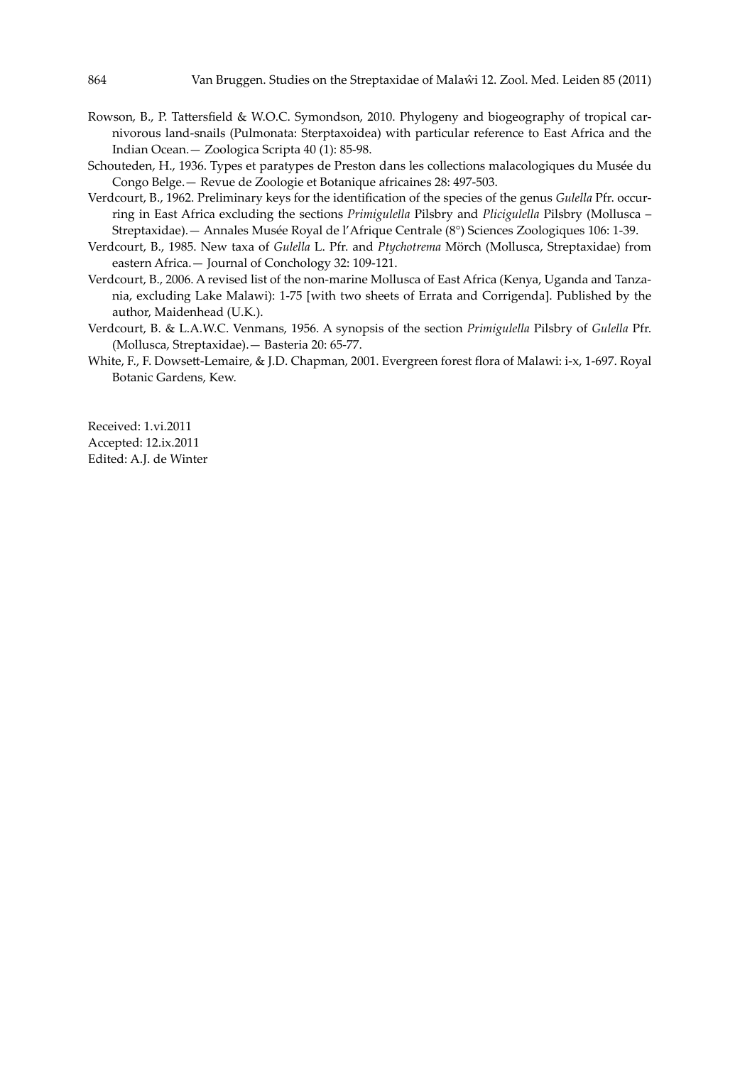Rowson, B., P. Tattersfield & W.O.C. Symondson, 2010. Phylogeny and biogeography of tropical carnivorous land-snails (Pulmonata: Sterptaxoidea) with particular reference to East Africa and the Indian Ocean.— Zoologica Scripta 40 (1): 85-98.

Schouteden, H., 1936. Types et paratypes de Preston dans les collections malacologiques du Musée du Congo Belge.— Revue de Zoologie et Botanique africaines 28: 497-503.

Verdcourt, B., 1962. Preliminary keys for the identification of the species of the genus *Gulella* Pfr. occurring in East Africa excluding the sections *Primigulella* Pilsbry and *Plicigulella* Pilsbry (Mollusca – Streptaxidae).— Annales Musée Royal de l'Afrique Centrale (8°) Sciences Zoologiques 106: 1-39.

Verdcourt, B., 1985. New taxa of *Gulella* L. Pfr. and *Ptychotrema* Mörch (Mollusca, Streptaxidae) from eastern Africa.— Journal of Conchology 32: 109-121.

Verdcourt, B., 2006. A revised list of the non-marine Mollusca of East Africa (Kenya, Uganda and Tanzania, excluding Lake Malawi): 1-75 [with two sheets of Errata and Corrigenda]. Published by the author, Maidenhead (U.K.).

Verdcourt, B. & L.A.W.C. Venmans, 1956. A synopsis of the section *Primigulella* Pilsbry of *Gulella* Pfr. (Mollusca, Streptaxidae).— Basteria 20: 65-77.

White, F., F. Dowsett-Lemaire, & J.D. Chapman, 2001. Evergreen forest flora of Malawi: i-x, 1-697. Royal Botanic Gardens, Kew.

Received: 1.vi.2011
Accepted: 12.ix.2011
Edited: A.J. de Winter